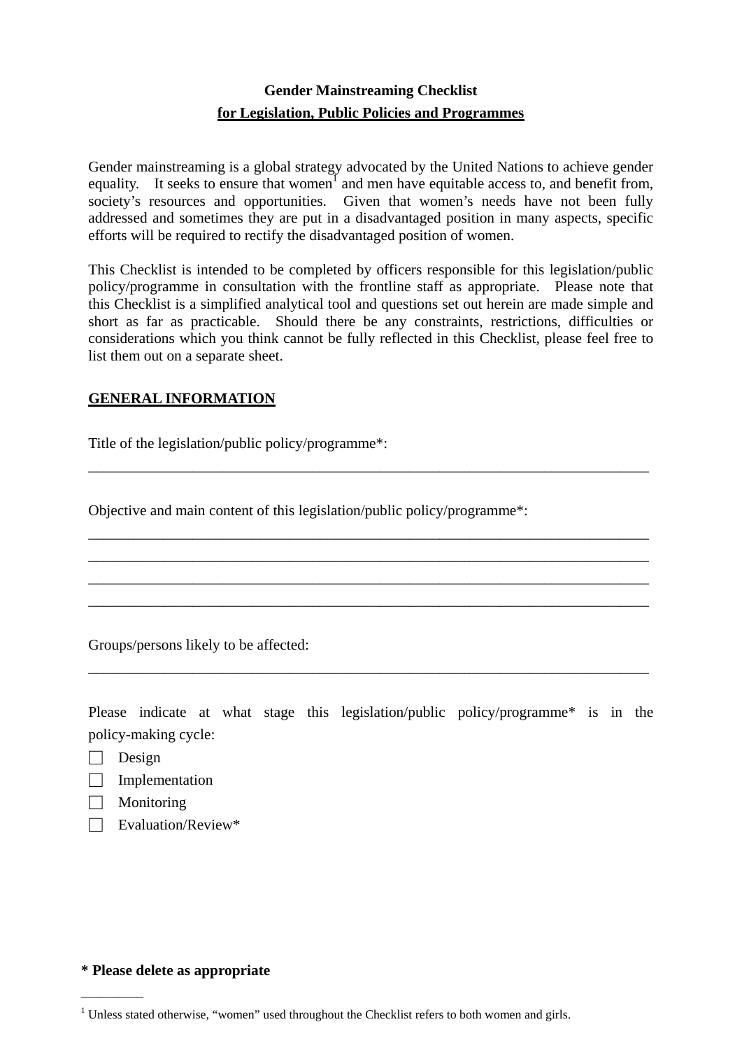**Gender Mainstreaming Checklist**

**for Legislation, Public Policies and Programmes**

Gender mainstreaming is a global strategy advocated by the United Nations to achieve gender equality. It seeks to ensure that women[1] and men have equitable access to, and benefit from, society's resources and opportunities. Given that women's needs have not been fully addressed and sometimes they are put in a disadvantaged position in many aspects, specific efforts will be required to rectify the disadvantaged position of women.

This Checklist is intended to be completed by officers responsible for this legislation/public policy/programme in consultation with the frontline staff as appropriate. Please note that this Checklist is a simplified analytical tool and questions set out herein are made simple and short as far as practicable. Should there be any constraints, restrictions, difficulties or considerations which you think cannot be fully reflected in this Checklist, please feel free to list them out on a separate sheet.

## GENERAL INFORMATION

Title of the legislation/public policy/programme*:

___________________________________________________________________________

Objective and main content of this legislation/public policy/programme*:

___________________________________________________________________________

___________________________________________________________________________

___________________________________________________________________________

___________________________________________________________________________

Groups/persons likely to be affected:

___________________________________________________________________________

Please indicate at what stage this legislation/public policy/programme* is in the policy-making cycle:

- ☐ Design
- ☐ Implementation
- ☐ Monitoring
- ☐ Evaluation/Review*

**\* Please delete as appropriate**

---

[1] Unless stated otherwise, "women" used throughout the Checklist refers to both women and girls.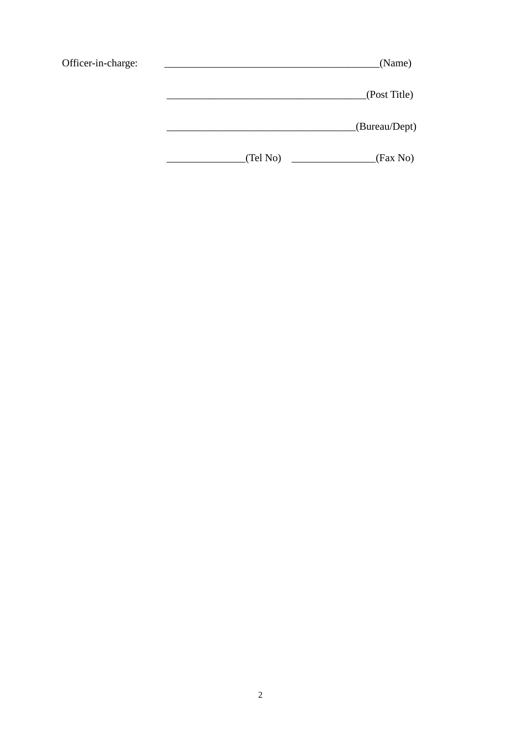Officer-in-charge: ________________________________________(Name)

____________________________________(Post Title)

___________________________________(Bureau/Dept)

______________(Tel No) _______________(Fax No)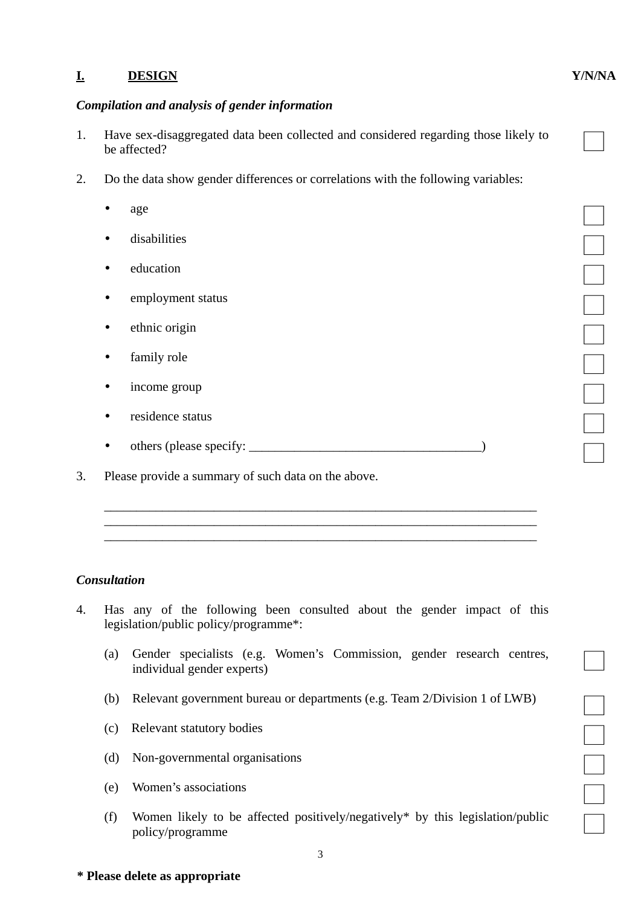## I. DESIGN Y/N/NA

***Compilation and analysis of gender information***

1. Have sex-disaggregated data been collected and considered regarding those likely to be affected? ☐

2. Do the data show gender differences or correlations with the following variables:

   - age ☐
   - disabilities ☐
   - education ☐
   - employment status ☐
   - ethnic origin ☐
   - family role ☐
   - income group ☐
   - residence status ☐
   - others (please specify: ___________________________________) ☐

3. Please provide a summary of such data on the above.

   ______________________________________________________________________
   ______________________________________________________________________
   ______________________________________________________________________

***Consultation***

4. Has any of the following been consulted about the gender impact of this legislation/public policy/programme*:

   (a) Gender specialists (e.g. Women's Commission, gender research centres, individual gender experts) ☐

   (b) Relevant government bureau or departments (e.g. Team 2/Division 1 of LWB) ☐

   (c) Relevant statutory bodies ☐

   (d) Non-governmental organisations ☐

   (e) Women's associations ☐

   (f) Women likely to be affected positively/negatively* by this legislation/public policy/programme ☐

**\* Please delete as appropriate**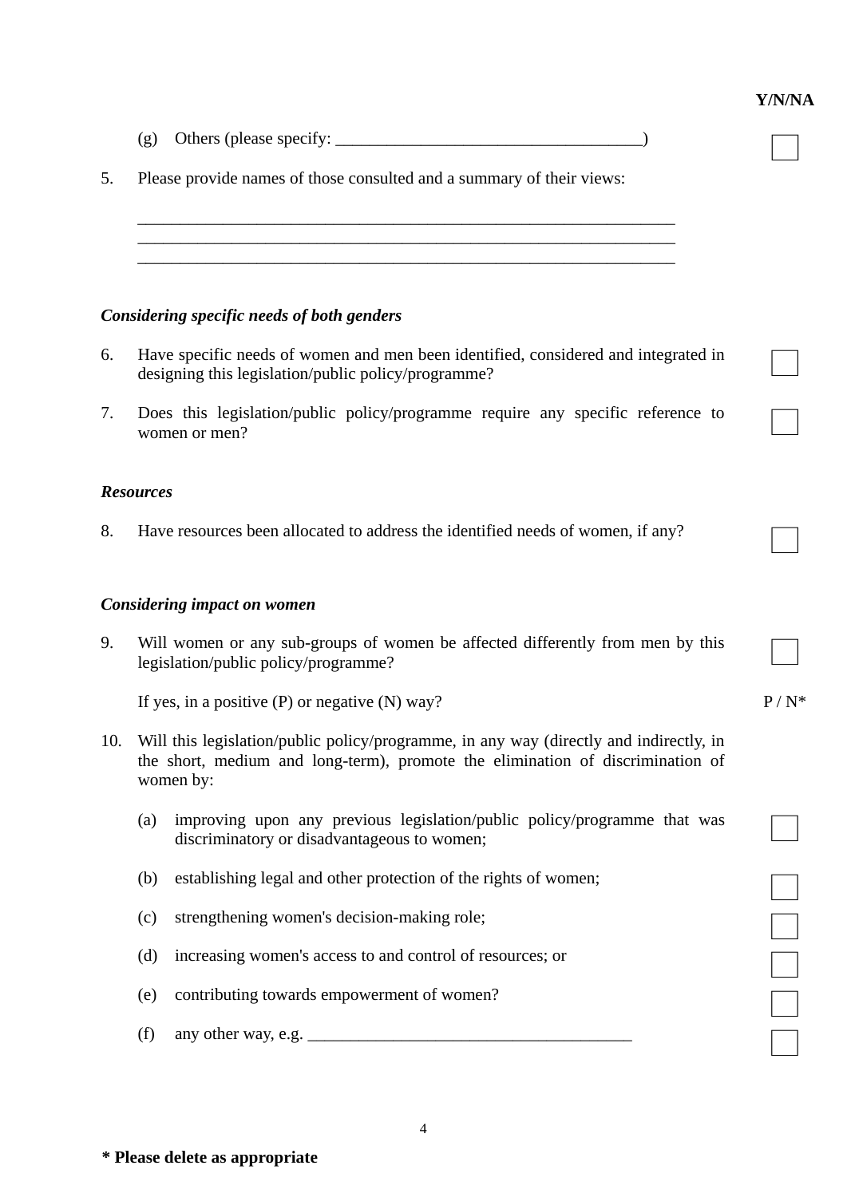Y/N/NA

(g) Others (please specify: ____________________________________) ☐

5. Please provide names of those consulted and a summary of their views:

_________________________________________________________________
_________________________________________________________________
_________________________________________________________________

***Considering specific needs of both genders***

6. Have specific needs of women and men been identified, considered and integrated in designing this legislation/public policy/programme? ☐

7. Does this legislation/public policy/programme require any specific reference to women or men? ☐

***Resources***

8. Have resources been allocated to address the identified needs of women, if any? ☐

***Considering impact on women***

9. Will women or any sub-groups of women be affected differently from men by this legislation/public policy/programme? ☐

   If yes, in a positive (P) or negative (N) way? P / N*

10. Will this legislation/public policy/programme, in any way (directly and indirectly, in the short, medium and long-term), promote the elimination of discrimination of women by:

    (a) improving upon any previous legislation/public policy/programme that was discriminatory or disadvantageous to women; ☐

    (b) establishing legal and other protection of the rights of women; ☐

    (c) strengthening women's decision-making role; ☐

    (d) increasing women's access to and control of resources; or ☐

    (e) contributing towards empowerment of women? ☐

    (f) any other way, e.g. ______________________________________ ☐

**\* Please delete as appropriate**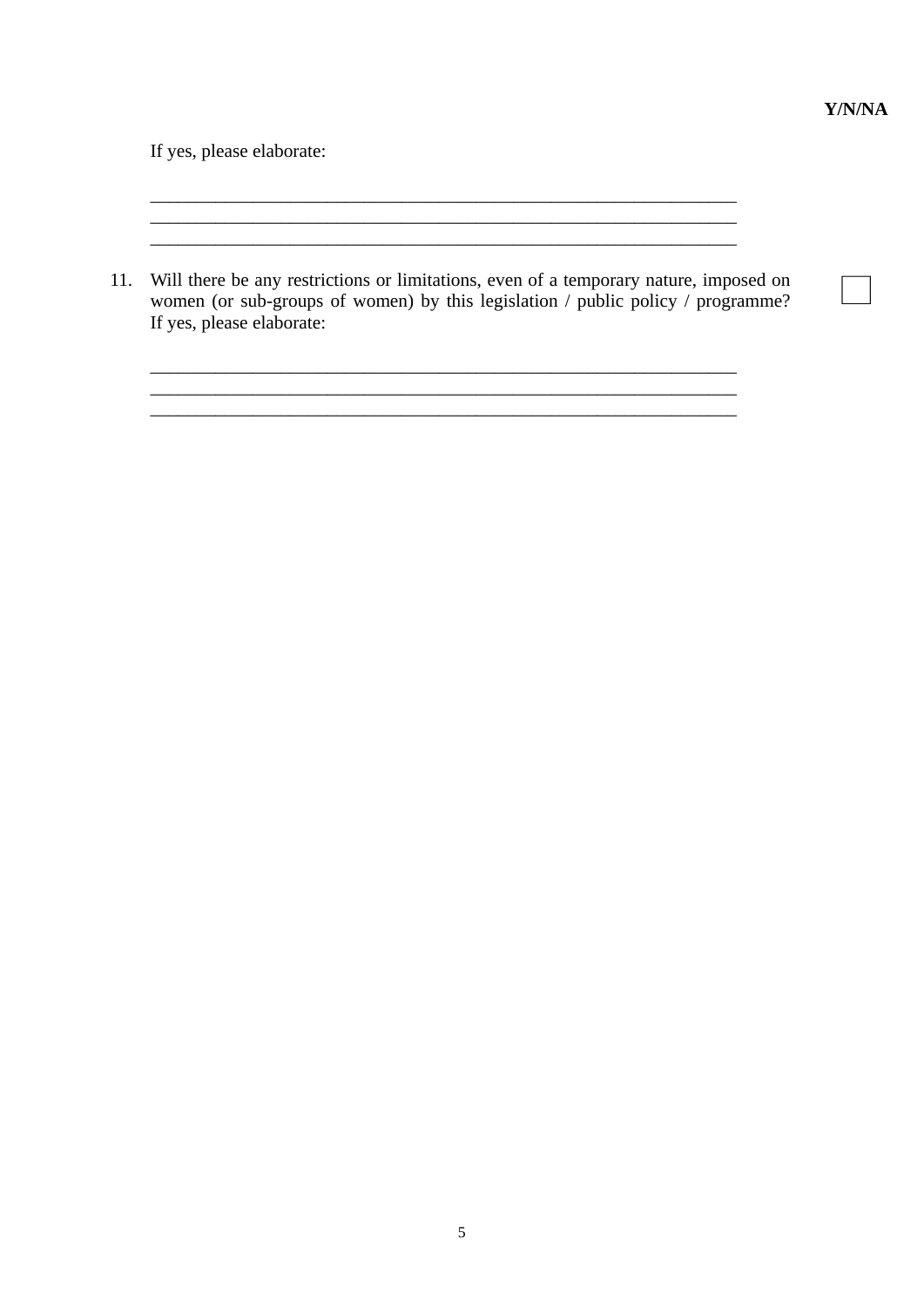**Y/N/NA**

If yes, please elaborate:

\_\_\_\_\_\_\_\_\_\_\_\_\_\_\_\_\_\_\_\_\_\_\_\_\_\_\_\_\_\_\_\_\_\_\_\_\_\_\_\_\_\_\_\_\_\_\_\_\_\_\_\_\_\_\_\_\_\_\_\_\_\_\_\_
\_\_\_\_\_\_\_\_\_\_\_\_\_\_\_\_\_\_\_\_\_\_\_\_\_\_\_\_\_\_\_\_\_\_\_\_\_\_\_\_\_\_\_\_\_\_\_\_\_\_\_\_\_\_\_\_\_\_\_\_\_\_\_\_
\_\_\_\_\_\_\_\_\_\_\_\_\_\_\_\_\_\_\_\_\_\_\_\_\_\_\_\_\_\_\_\_\_\_\_\_\_\_\_\_\_\_\_\_\_\_\_\_\_\_\_\_\_\_\_\_\_\_\_\_\_\_\_\_

11. Will there be any restrictions or limitations, even of a temporary nature, imposed on women (or sub-groups of women) by this legislation / public policy / programme? If yes, please elaborate: ☐

\_\_\_\_\_\_\_\_\_\_\_\_\_\_\_\_\_\_\_\_\_\_\_\_\_\_\_\_\_\_\_\_\_\_\_\_\_\_\_\_\_\_\_\_\_\_\_\_\_\_\_\_\_\_\_\_\_\_\_\_\_\_\_\_
\_\_\_\_\_\_\_\_\_\_\_\_\_\_\_\_\_\_\_\_\_\_\_\_\_\_\_\_\_\_\_\_\_\_\_\_\_\_\_\_\_\_\_\_\_\_\_\_\_\_\_\_\_\_\_\_\_\_\_\_\_\_\_\_
\_\_\_\_\_\_\_\_\_\_\_\_\_\_\_\_\_\_\_\_\_\_\_\_\_\_\_\_\_\_\_\_\_\_\_\_\_\_\_\_\_\_\_\_\_\_\_\_\_\_\_\_\_\_\_\_\_\_\_\_\_\_\_\_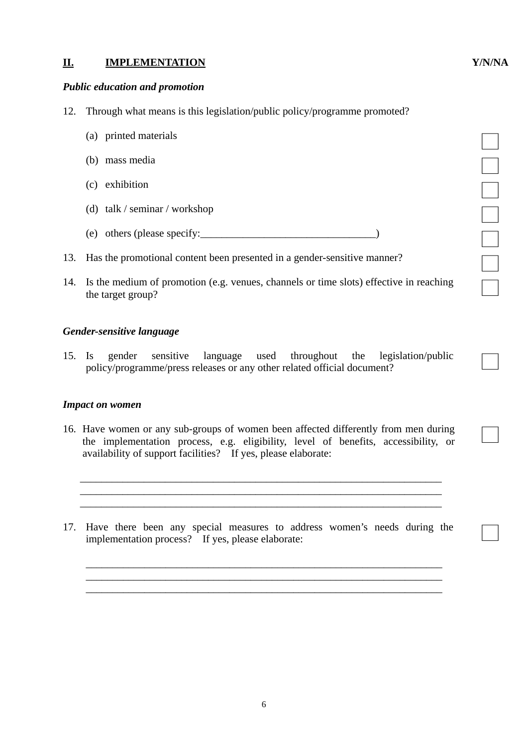## II. IMPLEMENTATION **Y/N/NA**

***Public education and promotion***

12. Through what means is this legislation/public policy/programme promoted?

    (a) printed materials ☐

    (b) mass media ☐

    (c) exhibition ☐

    (d) talk / seminar / workshop ☐

    (e) others (please specify:_________________________________) ☐

13. Has the promotional content been presented in a gender-sensitive manner? ☐

14. Is the medium of promotion (e.g. venues, channels or time slots) effective in reaching the target group? ☐

***Gender-sensitive language***

15. Is gender sensitive language used throughout the legislation/public policy/programme/press releases or any other related official document? ☐

***Impact on women***

16. Have women or any sub-groups of women been affected differently from men during the implementation process, e.g. eligibility, level of benefits, accessibility, or availability of support facilities? If yes, please elaborate: ☐

    ______________________________________________________________________
    ______________________________________________________________________
    ______________________________________________________________________

17. Have there been any special measures to address women's needs during the implementation process? If yes, please elaborate: ☐

    ______________________________________________________________________
    ______________________________________________________________________
    ______________________________________________________________________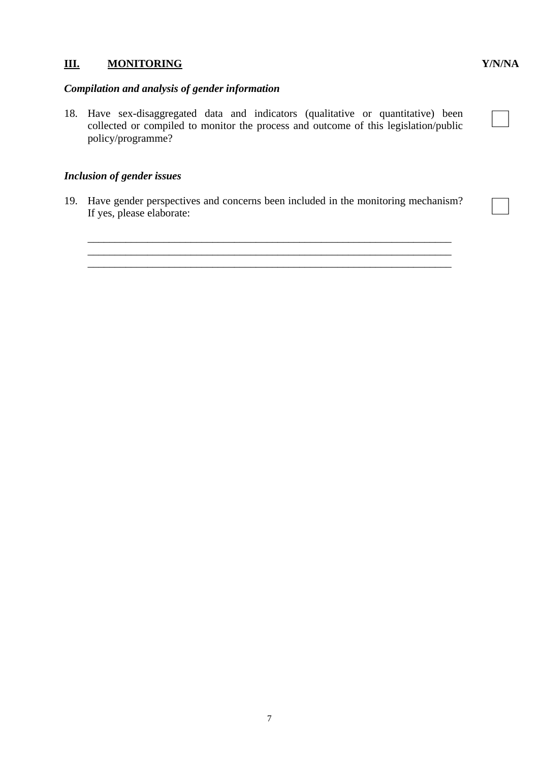## **<u>III.</u>** **<u>MONITORING</u>** **Y/N/NA**

***Compilation and analysis of gender information***

18. Have sex-disaggregated data and indicators (qualitative or quantitative) been collected or compiled to monitor the process and outcome of this legislation/public policy/programme? ☐

***Inclusion of gender issues***

19. Have gender perspectives and concerns been included in the monitoring mechanism? If yes, please elaborate: ☐

    ______________________________________________________________________
    ______________________________________________________________________
    ______________________________________________________________________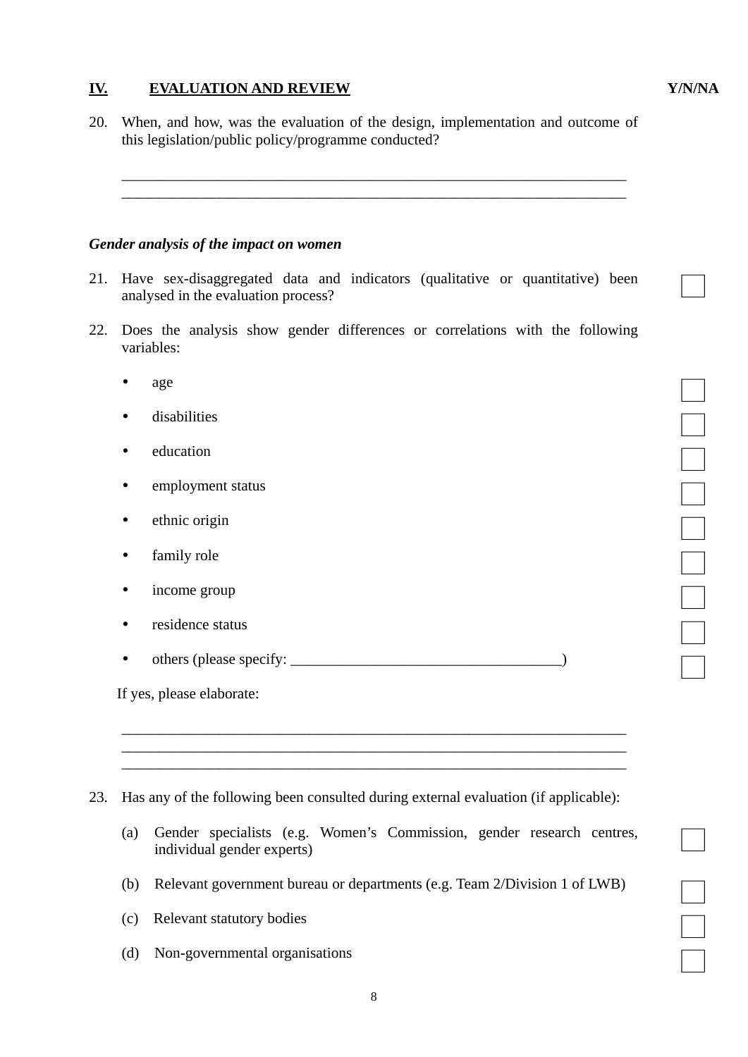## IV. EVALUATION AND REVIEW — Y/N/NA

20. When, and how, was the evaluation of the design, implementation and outcome of this legislation/public policy/programme conducted?

    ____________________________________________________________________
    ____________________________________________________________________

***Gender analysis of the impact on women***

21. Have sex-disaggregated data and indicators (qualitative or quantitative) been analysed in the evaluation process? ☐

22. Does the analysis show gender differences or correlations with the following variables:

    - age ☐
    - disabilities ☐
    - education ☐
    - employment status ☐
    - ethnic origin ☐
    - family role ☐
    - income group ☐
    - residence status ☐
    - others (please specify: ___________________________________) ☐

    If yes, please elaborate:

    ____________________________________________________________________
    ____________________________________________________________________
    ____________________________________________________________________

23. Has any of the following been consulted during external evaluation (if applicable):

    (a) Gender specialists (e.g. Women's Commission, gender research centres, individual gender experts) ☐

    (b) Relevant government bureau or departments (e.g. Team 2/Division 1 of LWB) ☐

    (c) Relevant statutory bodies ☐

    (d) Non-governmental organisations ☐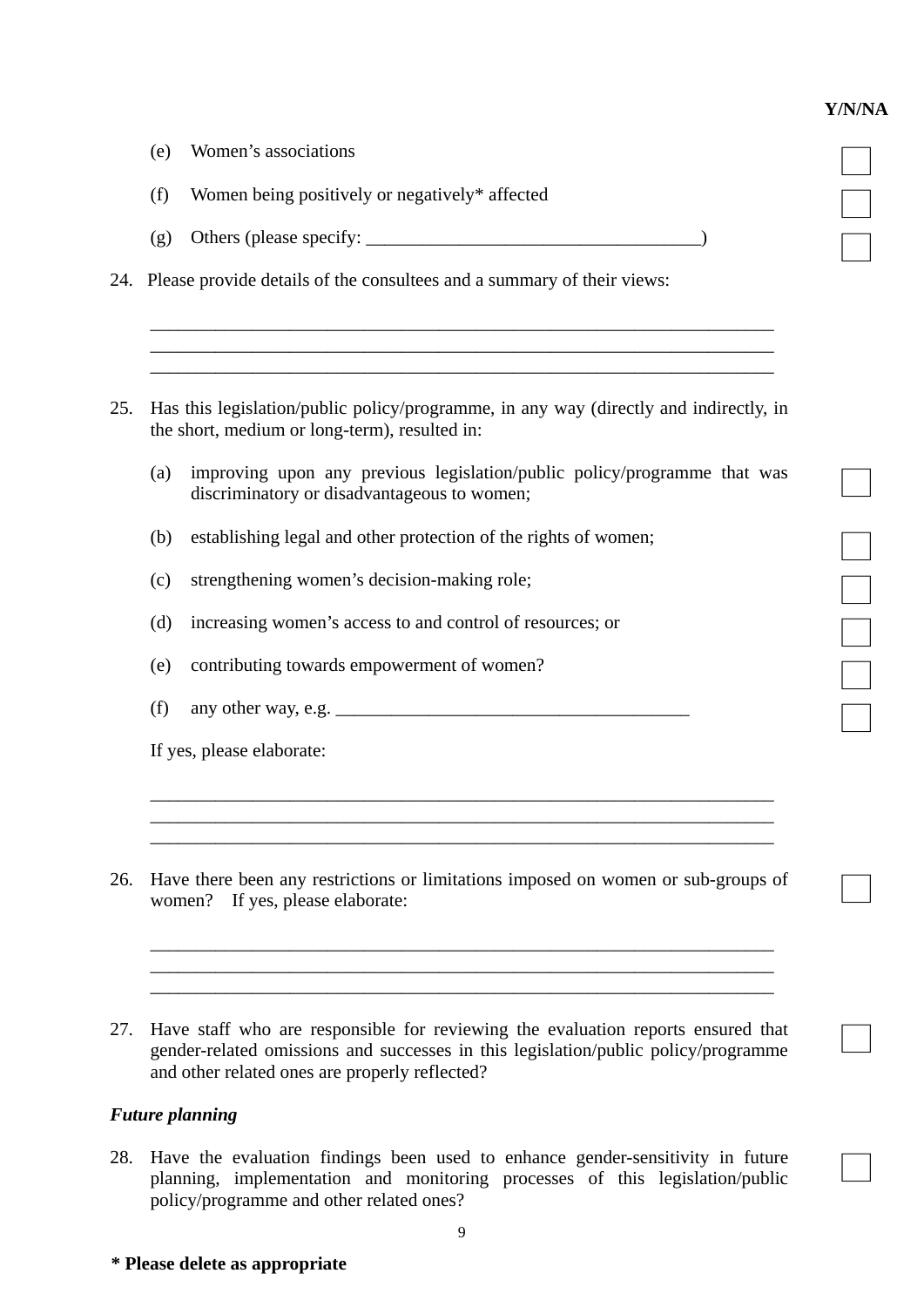**Y/N/NA**

(e) Women's associations ☐

(f) Women being positively or negatively* affected ☐

(g) Others (please specify: ___________________________________) ☐

24. Please provide details of the consultees and a summary of their views:

_____________________________________________________________________
_____________________________________________________________________
_____________________________________________________________________

25. Has this legislation/public policy/programme, in any way (directly and indirectly, in the short, medium or long-term), resulted in:

(a) improving upon any previous legislation/public policy/programme that was discriminatory or disadvantageous to women; ☐

(b) establishing legal and other protection of the rights of women; ☐

(c) strengthening women's decision-making role; ☐

(d) increasing women's access to and control of resources; or ☐

(e) contributing towards empowerment of women? ☐

(f) any other way, e.g. _____________________________________ ☐

If yes, please elaborate:

_____________________________________________________________________
_____________________________________________________________________
_____________________________________________________________________

26. Have there been any restrictions or limitations imposed on women or sub-groups of women? If yes, please elaborate: ☐

_____________________________________________________________________
_____________________________________________________________________
_____________________________________________________________________

27. Have staff who are responsible for reviewing the evaluation reports ensured that gender-related omissions and successes in this legislation/public policy/programme and other related ones are properly reflected? ☐

***Future planning***

28. Have the evaluation findings been used to enhance gender-sensitivity in future planning, implementation and monitoring processes of this legislation/public policy/programme and other related ones? ☐

**\* Please delete as appropriate**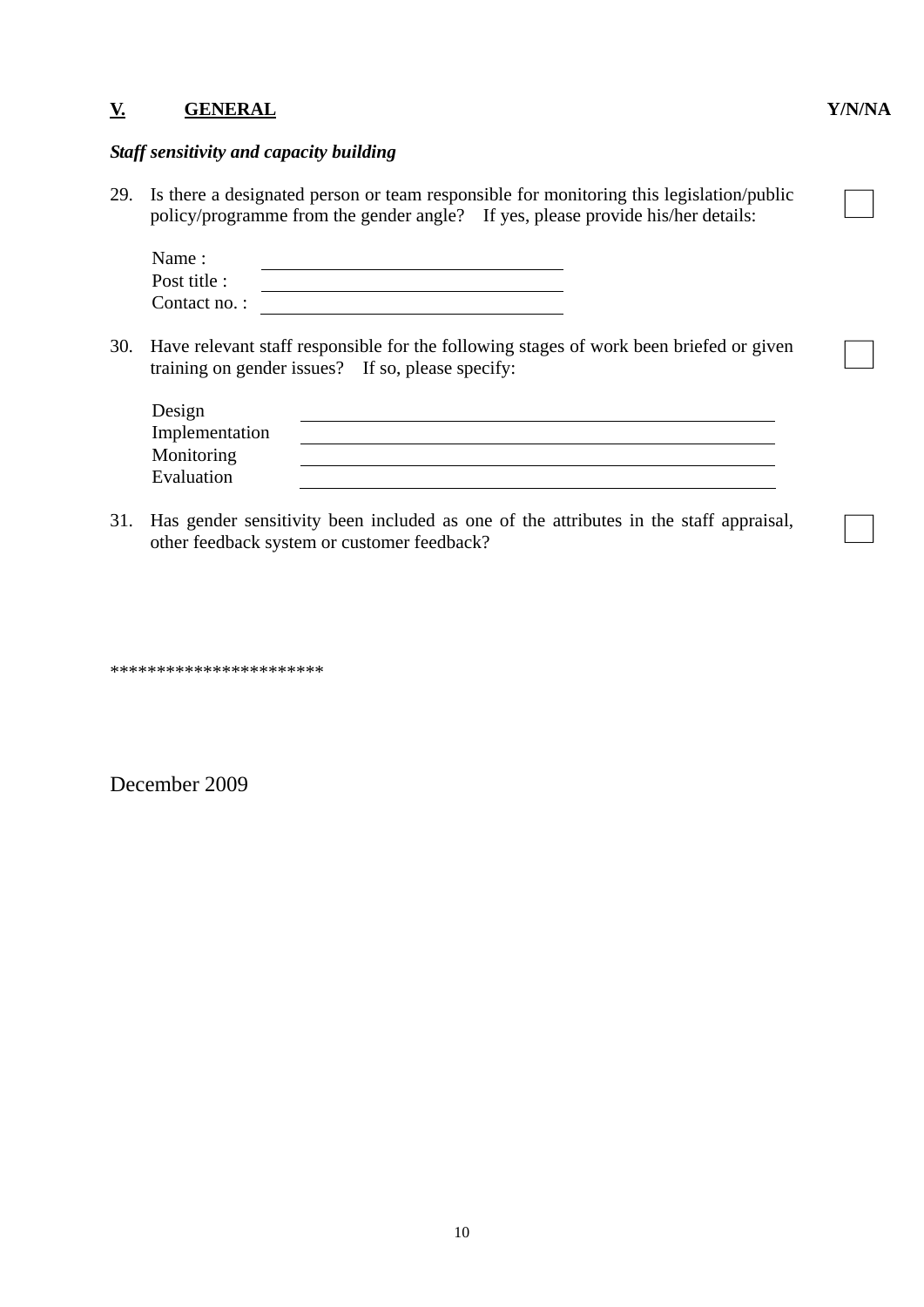## V. GENERAL

**Y/N/NA**

***Staff sensitivity and capacity building***

29. Is there a designated person or team responsible for monitoring this legislation/public policy/programme from the gender angle? If yes, please provide his/her details: ☐

    Name : ______________________________
    Post title : ______________________________
    Contact no. : ______________________________

30. Have relevant staff responsible for the following stages of work been briefed or given training on gender issues? If so, please specify: ☐

    Design ______________________________
    Implementation ______________________________
    Monitoring ______________________________
    Evaluation ______________________________

31. Has gender sensitivity been included as one of the attributes in the staff appraisal, other feedback system or customer feedback? ☐

**********************

December 2009